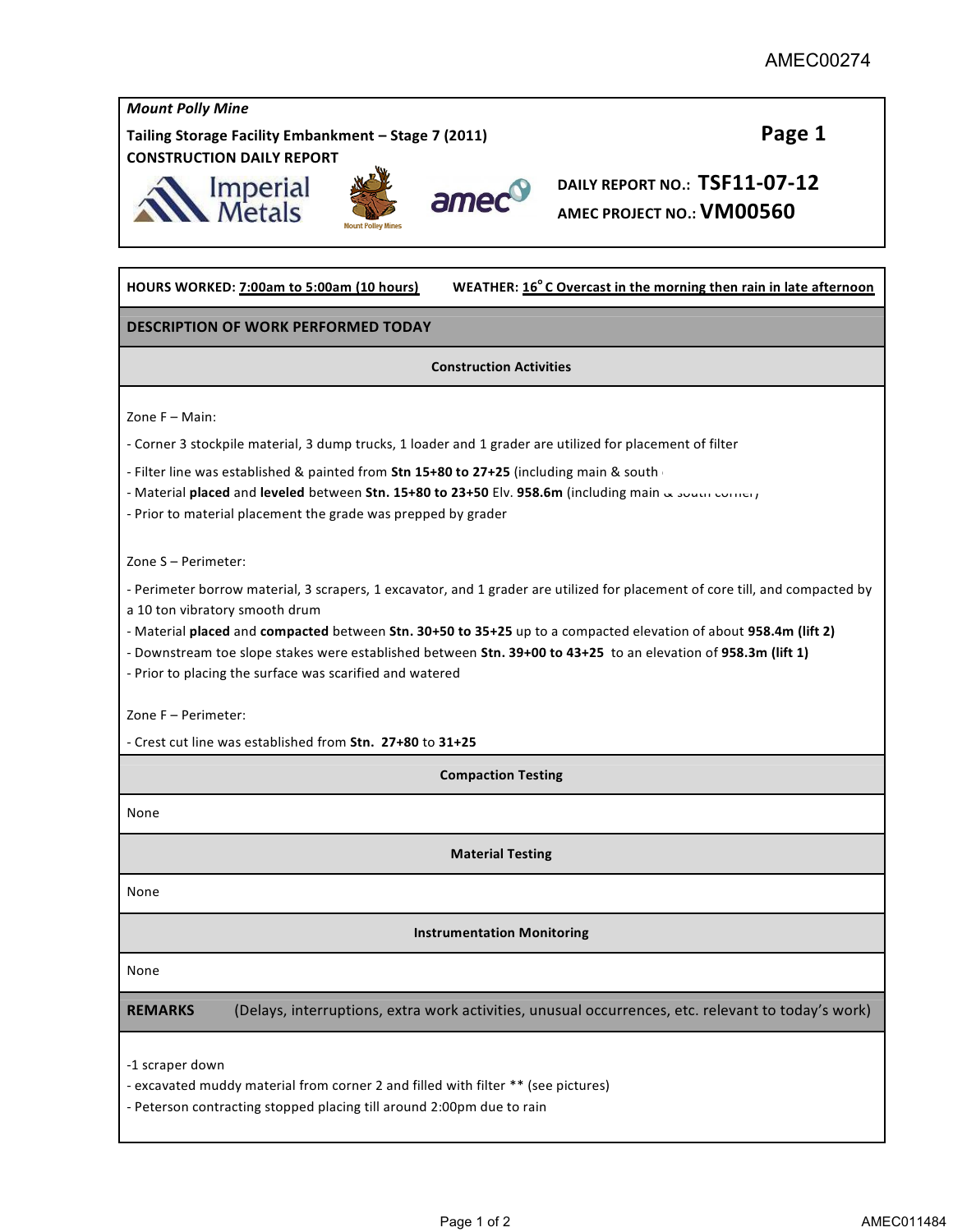AMEC00274

*Mount Polly Mine*

**Tailing Storage Facility Embankment – Stage 7 (2011)**

**CONSTRUCTION DAILY REPORT**

**Page 1**

**DAILY REPORT NO.: TSF11-07-12**

**AMEC PROJECT NO.: VM00560**

**HOURS WORKED:** 7:00am to 5:00am (10 hours) **WEATHER:** 16° C Overcast in the morning then rain in late afternoon

## DESCRIPTION OF WORK PERFORMED TODAY

### Construction Activities

Zone F – Main:

- Corner 3 stockpile material, 3 dump trucks, 1 loader and 1 grader are utilized for placement of filter
- Filter line was established & painted from **Stn 15+80 to 27+25** (including main & south corner)
- Material **placed** and **leveled** between **Stn. 15+80 to 23+50** Elv. **958.6m** (including main & south corner)
- Prior to material placement the grade was prepped by grader

Zone S – Perimeter:

- Perimeter borrow material, 3 scrapers, 1 excavator, and 1 grader are utilized for placement of core till, and compacted by a 10 ton vibratory smooth drum
- Material **placed** and **compacted** between **Stn. 30+50 to 35+25** up to a compacted elevation of about **958.4m (lift 2)**
- Downstream toe slope stakes were established between **Stn. 39+00 to 43+25** to an elevation of **958.3m (lift 1)**
- Prior to placing the surface was scarified and watered

Zone F – Perimeter:

- Crest cut line was established from **Stn. 27+80** to **31+25**

### Compaction Testing

None

### Material Testing

None

### Instrumentation Monitoring

None

## REMARKS (Delays, interruptions, extra work activities, unusual occurrences, etc. relevant to today's work)

-1 scraper down
- excavated muddy material from corner 2 and filled with filter ** (see pictures)
- Peterson contracting stopped placing till around 2:00pm due to rain

AMEC011484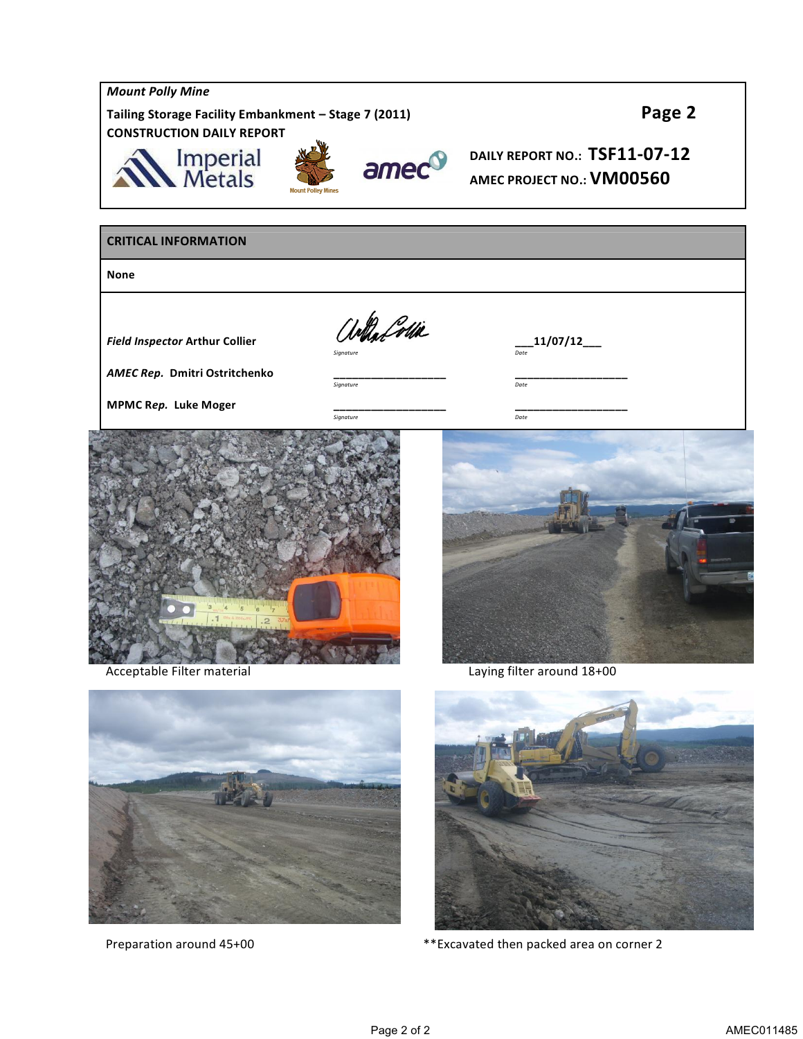*Mount Polly Mine*

**Tailing Storage Facility Embankment – Stage 7 (2011)**

**CONSTRUCTION DAILY REPORT**

**Page 2**

**DAILY REPORT NO.: TSF11-07-12**

**AMEC PROJECT NO.: VM00560**

| **CRITICAL INFORMATION** |
| --- |
| **None** |

| | | |
| --- | --- | --- |
| ***Field Inspector*** **Arthur Collier** | *(signature)* Signature | ___11/07/12___ Date |
| ***AMEC Rep.*** **Dmitri Ostritchenko** | ___________________ Signature | ___________________ Date |
| **MPMC R*ep.*** **Luke Moger** | ___________________ Signature | ___________________ Date |

Acceptable Filter material

Laying filter around 18+00

Preparation around 45+00

**Excavated then packed area on corner 2

AMEC011485